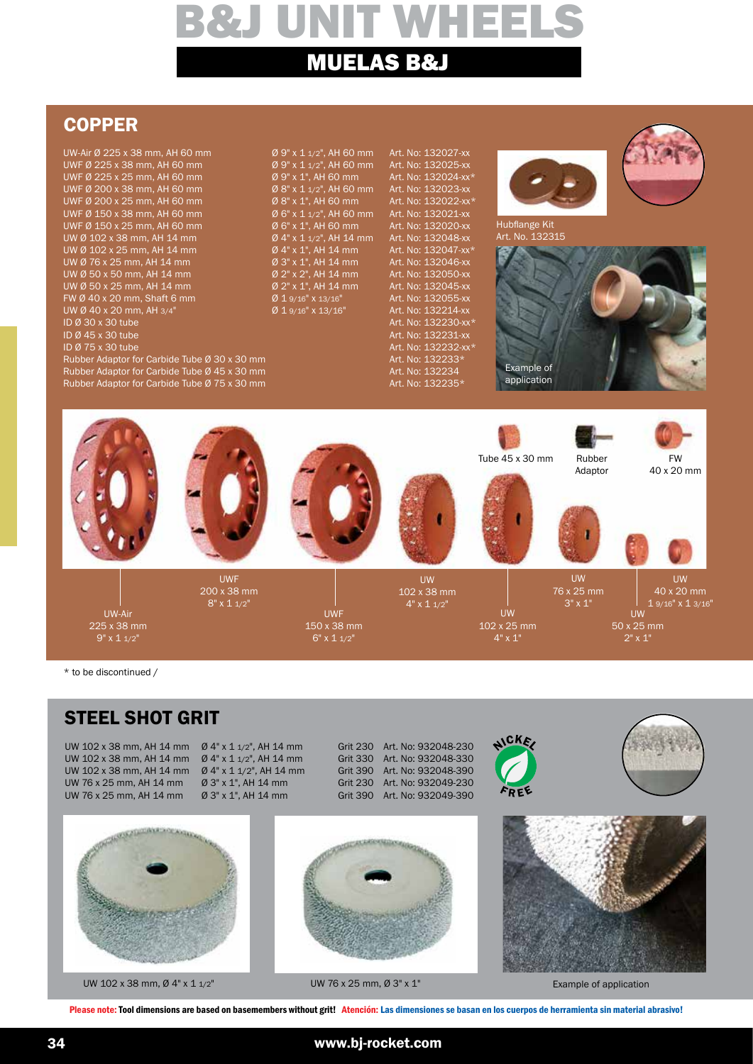# B&J UNIT WHEELS

## MUELAS B&J

## COPPER

| Product | Size | Art. No |
|---|---|---|
| UW-Air Ø 225 x 38 mm, AH 60 mm | Ø 9" x 1 1/2", AH 60 mm | Art. No: 132027-xx |
| UWF Ø 225 x 38 mm, AH 60 mm | Ø 9" x 1 1/2", AH 60 mm | Art. No: 132025-xx |
| UWF Ø 225 x 25 mm, AH 60 mm | Ø 9" x 1", AH 60 mm | Art. No: 132024-xx* |
| UWF Ø 200 x 38 mm, AH 60 mm | Ø 8" x 1 1/2", AH 60 mm | Art. No: 132023-xx |
| UWF Ø 200 x 25 mm, AH 60 mm | Ø 8" x 1", AH 60 mm | Art. No: 132022-xx* |
| UWF Ø 150 x 38 mm, AH 60 mm | Ø 6" x 1 1/2", AH 60 mm | Art. No: 132021-xx |
| UWF Ø 150 x 25 mm, AH 60 mm | Ø 6" x 1", AH 60 mm | Art. No: 132020-xx |
| UW Ø 102 x 38 mm, AH 14 mm | Ø 4" x 1 1/2", AH 14 mm | Art. No: 132048-xx |
| UW Ø 102 x 25 mm, AH 14 mm | Ø 4" x 1", AH 14 mm | Art. No: 132047-xx* |
| UW Ø 76 x 25 mm, AH 14 mm | Ø 3" x 1", AH 14 mm | Art. No: 132046-xx |
| UW Ø 50 x 50 mm, AH 14 mm | Ø 2" x 2", AH 14 mm | Art. No: 132050-xx |
| UW Ø 50 x 25 mm, AH 14 mm | Ø 2" x 1", AH 14 mm | Art. No: 132045-xx |
| FW Ø 40 x 20 mm, Shaft 6 mm | Ø 1 9/16" x 13/16" | Art. No: 132055-xx |
| UW Ø 40 x 20 mm, AH 3/4" | Ø 1 9/16" x 13/16" | Art. No: 132214-xx |
| ID Ø 30 x 30 tube | | Art. No: 132230-xx* |
| ID Ø 45 x 30 tube | | Art. No: 132231-xx |
| ID Ø 75 x 30 tube | | Art. No: 132232-xx* |
| Rubber Adaptor for Carbide Tube Ø 30 x 30 mm | | Art. No: 132233* |
| Rubber Adaptor for Carbide Tube Ø 45 x 30 mm | | Art. No: 132234 |
| Rubber Adaptor for Carbide Tube Ø 75 x 30 mm | | Art. No: 132235* |

Hubflange Kit
Art. No. 132315

Example of application

Tube 45 x 30 mm

Rubber Adaptor

FW 40 x 20 mm

UW-Air 225 x 38 mm 9" x 1 1/2"

UWF 200 x 38 mm 8" x 1 1/2"

UWF 150 x 38 mm 6" x 1 1/2"

UW 102 x 38 mm 4" x 1 1/2"

UW 102 x 25 mm 4" x 1"

UW 76 x 25 mm 3" x 1"

UW 50 x 25 mm 2" x 1"

UW 40 x 20 mm 1 9/16" x 1 3/16"

* to be discontinued /

## STEEL SHOT GRIT

| Product | Size | Grit | Art. No |
|---|---|---|---|
| UW 102 x 38 mm, AH 14 mm | Ø 4" x 1 1/2", AH 14 mm | Grit 230 | Art. No: 932048-230 |
| UW 102 x 38 mm, AH 14 mm | Ø 4" x 1 1/2", AH 14 mm | Grit 330 | Art. No: 932048-330 |
| UW 102 x 38 mm, AH 14 mm | Ø 4" x 1 1/2", AH 14 mm | Grit 390 | Art. No: 932048-390 |
| UW 76 x 25 mm, AH 14 mm | Ø 3" x 1", AH 14 mm | Grit 230 | Art. No: 932049-230 |
| UW 76 x 25 mm, AH 14 mm | Ø 3" x 1", AH 14 mm | Grit 390 | Art. No: 932049-390 |

NICKEL FREE

UW 102 x 38 mm, Ø 4" x 1 1/2"

UW 76 x 25 mm, Ø 3" x 1"

Example of application

**Please note: Tool dimensions are based on basemembers without grit! Atención: Las dimensiones se basan en los cuerpos de herramienta sin material abrasivo!**

www.bj-rocket.com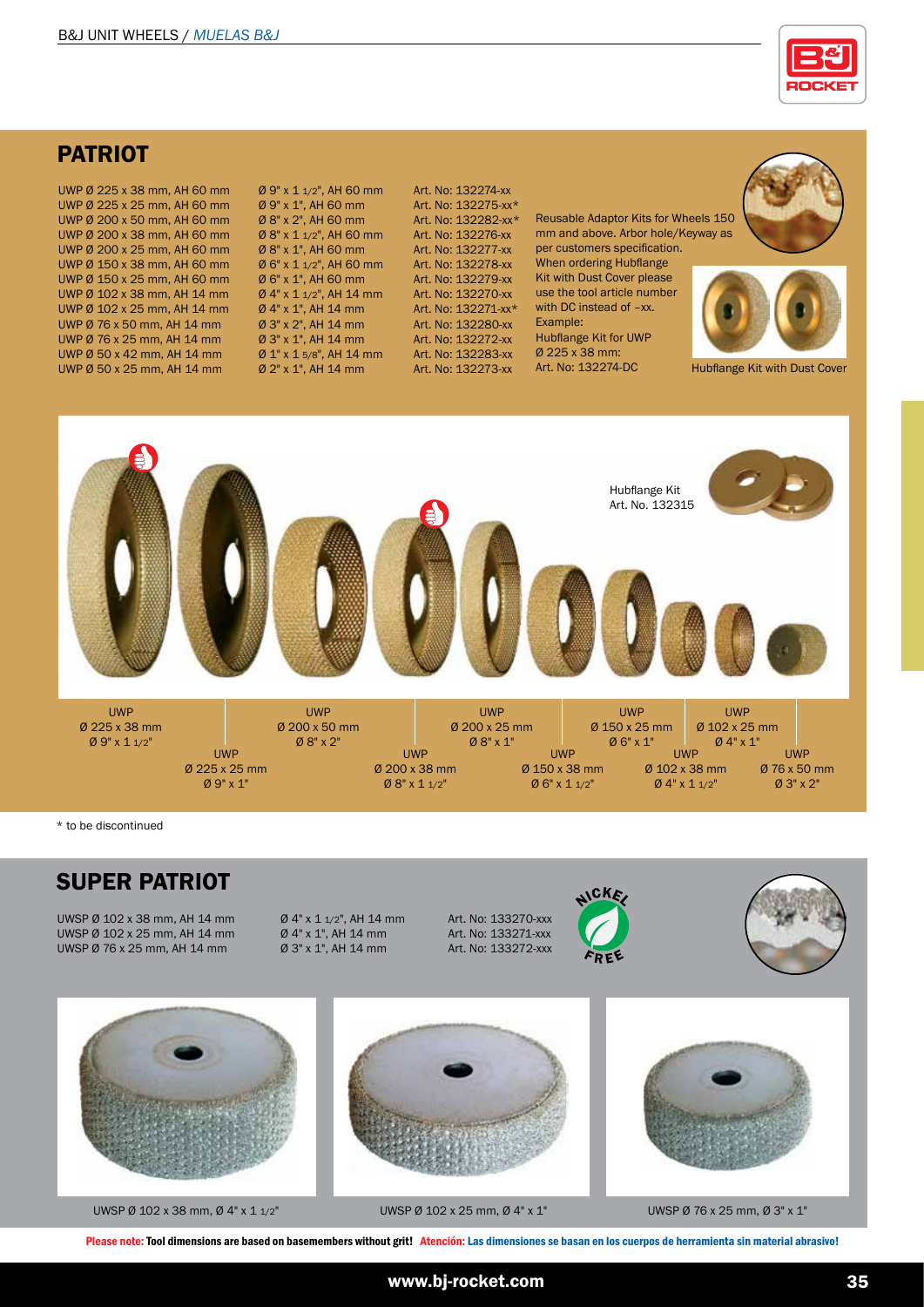# PATRIOT

| | | |
|---|---|---|
| UWP Ø 225 x 38 mm, AH 60 mm | Ø 9" x 1 1/2", AH 60 mm | Art. No: 132274-xx |
| UWP Ø 225 x 25 mm, AH 60 mm | Ø 9" x 1", AH 60 mm | Art. No: 132275-xx* |
| UWP Ø 200 x 50 mm, AH 60 mm | Ø 8" x 2", AH 60 mm | Art. No: 132282-xx* |
| UWP Ø 200 x 38 mm, AH 60 mm | Ø 8" x 1 1/2", AH 60 mm | Art. No: 132276-xx |
| UWP Ø 200 x 25 mm, AH 60 mm | Ø 8" x 1", AH 60 mm | Art. No: 132277-xx |
| UWP Ø 150 x 38 mm, AH 60 mm | Ø 6" x 1 1/2", AH 60 mm | Art. No: 132278-xx |
| UWP Ø 150 x 25 mm, AH 60 mm | Ø 6" x 1", AH 60 mm | Art. No: 132279-xx |
| UWP Ø 102 x 38 mm, AH 14 mm | Ø 4" x 1 1/2", AH 14 mm | Art. No: 132270-xx |
| UWP Ø 102 x 25 mm, AH 14 mm | Ø 4" x 1", AH 14 mm | Art. No: 132271-xx* |
| UWP Ø 76 x 50 mm, AH 14 mm | Ø 3" x 2", AH 14 mm | Art. No: 132280-xx |
| UWP Ø 76 x 25 mm, AH 14 mm | Ø 3" x 1", AH 14 mm | Art. No: 132272-xx |
| UWP Ø 50 x 42 mm, AH 14 mm | Ø 1" x 1 5/8", AH 14 mm | Art. No: 132283-xx |
| UWP Ø 50 x 25 mm, AH 14 mm | Ø 2" x 1", AH 14 mm | Art. No: 132273-xx |

Reusable Adaptor Kits for Wheels 150 mm and above. Arbor hole/Keyway as per customers specification.
When ordering Hubflange Kit with Dust Cover please use the tool article number with DC instead of –xx.
Example:
Hubflange Kit for UWP Ø 225 x 38 mm:
Art. No: 132274-DC

Hubflange Kit with Dust Cover

Hubflange Kit
Art. No. 132315

UWP
Ø 225 x 38 mm
Ø 9" x 1 1/2"

UWP
Ø 225 x 25 mm
Ø 9" x 1"

UWP
Ø 200 x 50 mm
Ø 8" x 2"

UWP
Ø 200 x 38 mm
Ø 8" x 1 1/2"

UWP
Ø 200 x 25 mm
Ø 8" x 1"

UWP
Ø 150 x 38 mm
Ø 6" x 1 1/2"

UWP
Ø 150 x 25 mm
Ø 6" x 1"

UWP
Ø 102 x 38 mm
Ø 4" x 1 1/2"

UWP
Ø 102 x 25 mm
Ø 4" x 1"

UWP
Ø 76 x 50 mm
Ø 3" x 2"

* to be discontinued

# SUPER PATRIOT

| | | |
|---|---|---|
| UWSP Ø 102 x 38 mm, AH 14 mm | Ø 4" x 1 1/2", AH 14 mm | Art. No: 133270-xxx |
| UWSP Ø 102 x 25 mm, AH 14 mm | Ø 4" x 1", AH 14 mm | Art. No: 133271-xxx |
| UWSP Ø 76 x 25 mm, AH 14 mm | Ø 3" x 1", AH 14 mm | Art. No: 133272-xxx |

NICKEL FREE

UWSP Ø 102 x 38 mm, Ø 4" x 1 1/2"

UWSP Ø 102 x 25 mm, Ø 4" x 1"

UWSP Ø 76 x 25 mm, Ø 3" x 1"

**Please note: Tool dimensions are based on basemembers without grit! Atención: Las dimensiones se basan en los cuerpos de herramienta sin material abrasivo!**

www.bj-rocket.com